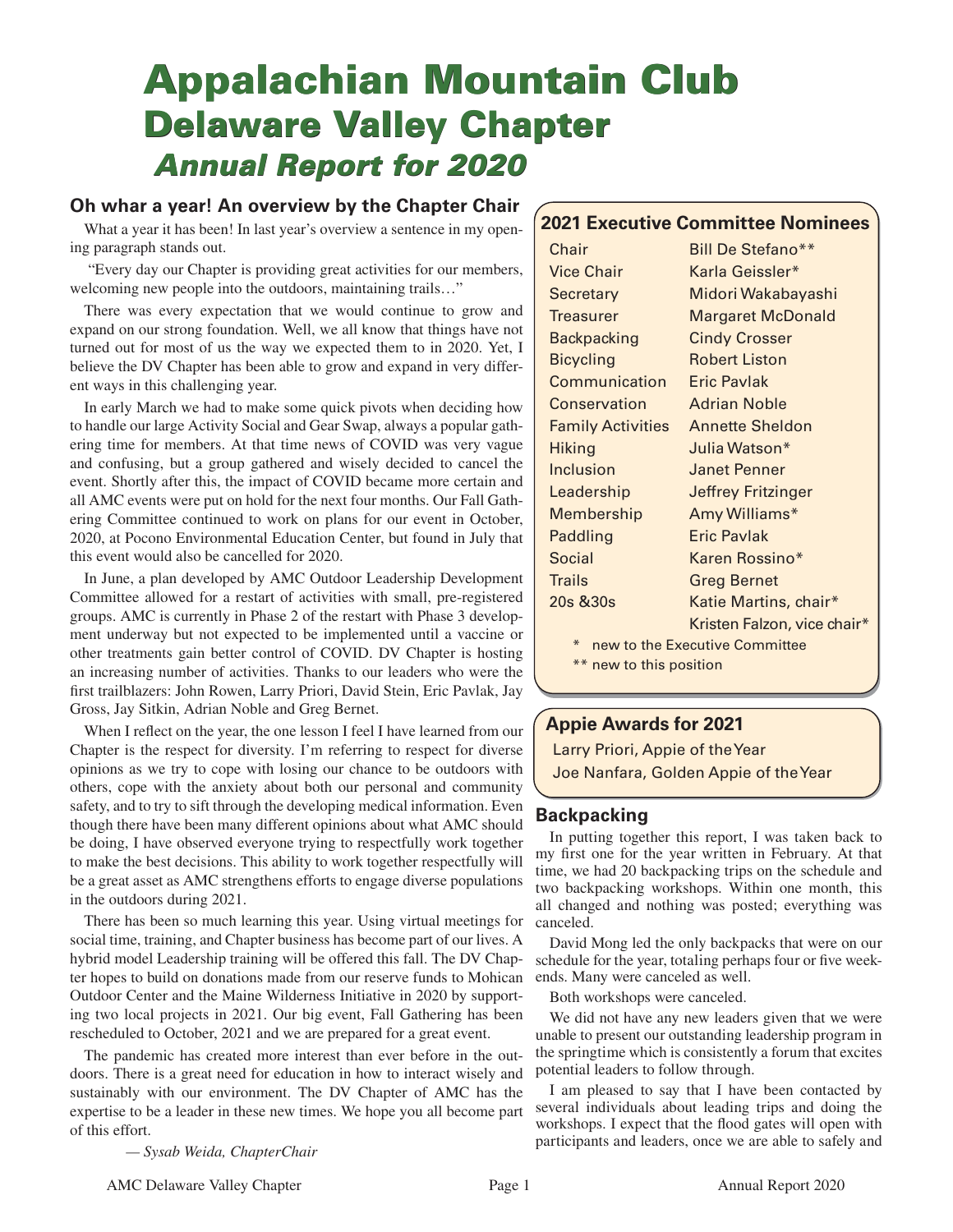# Appalachian Mountain Club
# Delaware Valley Chapter
# *Annual Report for 2020*

## Oh whar a year! An overview by the Chapter Chair

What a year it has been! In last year's overview a sentence in my opening paragraph stands out.

"Every day our Chapter is providing great activities for our members, welcoming new people into the outdoors, maintaining trails…"

There was every expectation that we would continue to grow and expand on our strong foundation. Well, we all know that things have not turned out for most of us the way we expected them to in 2020. Yet, I believe the DV Chapter has been able to grow and expand in very different ways in this challenging year.

In early March we had to make some quick pivots when deciding how to handle our large Activity Social and Gear Swap, always a popular gathering time for members. At that time news of COVID was very vague and confusing, but a group gathered and wisely decided to cancel the event. Shortly after this, the impact of COVID became more certain and all AMC events were put on hold for the next four months. Our Fall Gathering Committee continued to work on plans for our event in October, 2020, at Pocono Environmental Education Center, but found in July that this event would also be cancelled for 2020.

In June, a plan developed by AMC Outdoor Leadership Development Committee allowed for a restart of activities with small, pre-registered groups. AMC is currently in Phase 2 of the restart with Phase 3 development underway but not expected to be implemented until a vaccine or other treatments gain better control of COVID. DV Chapter is hosting an increasing number of activities. Thanks to our leaders who were the first trailblazers: John Rowen, Larry Priori, David Stein, Eric Pavlak, Jay Gross, Jay Sitkin, Adrian Noble and Greg Bernet.

When I reflect on the year, the one lesson I feel I have learned from our Chapter is the respect for diversity. I'm referring to respect for diverse opinions as we try to cope with losing our chance to be outdoors with others, cope with the anxiety about both our personal and community safety, and to try to sift through the developing medical information. Even though there have been many different opinions about what AMC should be doing, I have observed everyone trying to respectfully work together to make the best decisions. This ability to work together respectfully will be a great asset as AMC strengthens efforts to engage diverse populations in the outdoors during 2021.

There has been so much learning this year. Using virtual meetings for social time, training, and Chapter business has become part of our lives. A hybrid model Leadership training will be offered this fall. The DV Chapter hopes to build on donations made from our reserve funds to Mohican Outdoor Center and the Maine Wilderness Initiative in 2020 by supporting two local projects in 2021. Our big event, Fall Gathering has been rescheduled to October, 2021 and we are prepared for a great event.

The pandemic has created more interest than ever before in the outdoors. There is a great need for education in how to interact wisely and sustainably with our environment. The DV Chapter of AMC has the expertise to be a leader in these new times. We hope you all become part of this effort.

*— Sysab Weida, ChapterChair*

## 2021 Executive Committee Nominees

| Position | Nominee |
|---|---|
| Chair | Bill De Stefano** |
| Vice Chair | Karla Geissler* |
| Secretary | Midori Wakabayashi |
| Treasurer | Margaret McDonald |
| Backpacking | Cindy Crosser |
| Bicycling | Robert Liston |
| Communication | Eric Pavlak |
| Conservation | Adrian Noble |
| Family Activities | Annette Sheldon |
| Hiking | Julia Watson* |
| Inclusion | Janet Penner |
| Leadership | Jeffrey Fritzinger |
| Membership | Amy Williams* |
| Paddling | Eric Pavlak |
| Social | Karen Rossino* |
| Trails | Greg Bernet |
| 20s &30s | Katie Martins, chair* |
| | Kristen Falzon, vice chair* |

\* new to the Executive Committee

** new to this position

## Appie Awards for 2021

Larry Priori, Appie of the Year

Joe Nanfara, Golden Appie of the Year

## Backpacking

In putting together this report, I was taken back to my first one for the year written in February. At that time, we had 20 backpacking trips on the schedule and two backpacking workshops. Within one month, this all changed and nothing was posted; everything was canceled.

David Mong led the only backpacks that were on our schedule for the year, totaling perhaps four or five weekends. Many were canceled as well.

Both workshops were canceled.

We did not have any new leaders given that we were unable to present our outstanding leadership program in the springtime which is consistently a forum that excites potential leaders to follow through.

I am pleased to say that I have been contacted by several individuals about leading trips and doing the workshops. I expect that the flood gates will open with participants and leaders, once we are able to safely and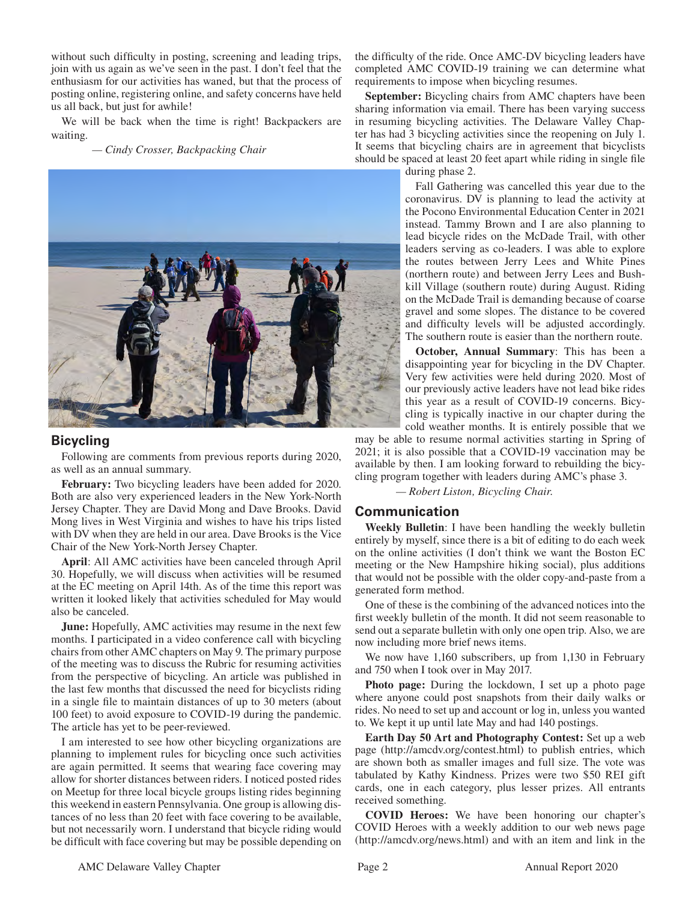without such difficulty in posting, screening and leading trips, join with us again as we've seen in the past. I don't feel that the enthusiasm for our activities has waned, but that the process of posting online, registering online, and safety concerns have held us all back, but just for awhile!

We will be back when the time is right! Backpackers are waiting.

*— Cindy Crosser, Backpacking Chair*

## Bicycling

Following are comments from previous reports during 2020, as well as an annual summary.

**February:** Two bicycling leaders have been added for 2020. Both are also very experienced leaders in the New York-North Jersey Chapter. They are David Mong and Dave Brooks. David Mong lives in West Virginia and wishes to have his trips listed with DV when they are held in our area. Dave Brooks is the Vice Chair of the New York-North Jersey Chapter.

**April**: All AMC activities have been canceled through April 30. Hopefully, we will discuss when activities will be resumed at the EC meeting on April 14th. As of the time this report was written it looked likely that activities scheduled for May would also be canceled.

**June:** Hopefully, AMC activities may resume in the next few months. I participated in a video conference call with bicycling chairs from other AMC chapters on May 9. The primary purpose of the meeting was to discuss the Rubric for resuming activities from the perspective of bicycling. An article was published in the last few months that discussed the need for bicyclists riding in a single file to maintain distances of up to 30 meters (about 100 feet) to avoid exposure to COVID-19 during the pandemic. The article has yet to be peer-reviewed.

I am interested to see how other bicycling organizations are planning to implement rules for bicycling once such activities are again permitted. It seems that wearing face covering may allow for shorter distances between riders. I noticed posted rides on Meetup for three local bicycle groups listing rides beginning this weekend in eastern Pennsylvania. One group is allowing distances of no less than 20 feet with face covering to be available, but not necessarily worn. I understand that bicycle riding would be difficult with face covering but may be possible depending on the difficulty of the ride. Once AMC-DV bicycling leaders have completed AMC COVID-19 training we can determine what requirements to impose when bicycling resumes.

**September:** Bicycling chairs from AMC chapters have been sharing information via email. There has been varying success in resuming bicycling activities. The Delaware Valley Chapter has had 3 bicycling activities since the reopening on July 1. It seems that bicycling chairs are in agreement that bicyclists should be spaced at least 20 feet apart while riding in single file during phase 2.

Fall Gathering was cancelled this year due to the coronavirus. DV is planning to lead the activity at the Pocono Environmental Education Center in 2021 instead. Tammy Brown and I are also planning to lead bicycle rides on the McDade Trail, with other leaders serving as co-leaders. I was able to explore the routes between Jerry Lees and White Pines (northern route) and between Jerry Lees and Bushkill Village (southern route) during August. Riding on the McDade Trail is demanding because of coarse gravel and some slopes. The distance to be covered and difficulty levels will be adjusted accordingly. The southern route is easier than the northern route.

**October, Annual Summary**: This has been a disappointing year for bicycling in the DV Chapter. Very few activities were held during 2020. Most of our previously active leaders have not lead bike rides this year as a result of COVID-19 concerns. Bicycling is typically inactive in our chapter during the cold weather months. It is entirely possible that we may be able to resume normal activities starting in Spring of 2021; it is also possible that a COVID-19 vaccination may be available by then. I am looking forward to rebuilding the bicycling program together with leaders during AMC's phase 3.

*— Robert Liston, Bicycling Chair.*

## Communication

**Weekly Bulletin**: I have been handling the weekly bulletin entirely by myself, since there is a bit of editing to do each week on the online activities (I don't think we want the Boston EC meeting or the New Hampshire hiking social), plus additions that would not be possible with the older copy-and-paste from a generated form method.

One of these is the combining of the advanced notices into the first weekly bulletin of the month. It did not seem reasonable to send out a separate bulletin with only one open trip. Also, we are now including more brief news items.

We now have 1,160 subscribers, up from 1,130 in February and 750 when I took over in May 2017.

**Photo page:** During the lockdown, I set up a photo page where anyone could post snapshots from their daily walks or rides. No need to set up and account or log in, unless you wanted to. We kept it up until late May and had 140 postings.

**Earth Day 50 Art and Photography Contest:** Set up a web page (http://amcdv.org/contest.html) to publish entries, which are shown both as smaller images and full size. The vote was tabulated by Kathy Kindness. Prizes were two $50 REI gift cards, one in each category, plus lesser prizes. All entrants received something.

**COVID Heroes:** We have been honoring our chapter's COVID Heroes with a weekly addition to our web news page (http://amcdv.org/news.html) and with an item and link in the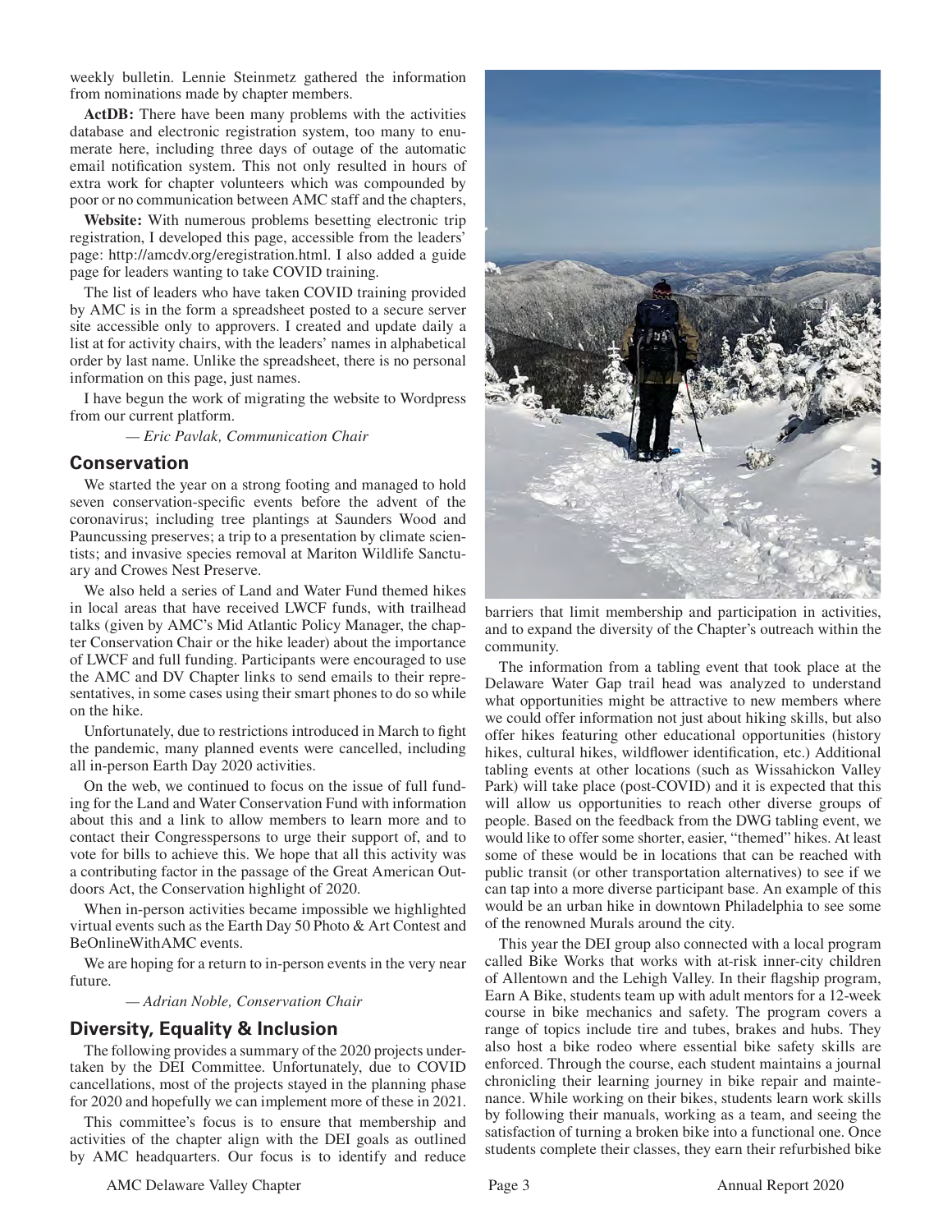weekly bulletin. Lennie Steinmetz gathered the information from nominations made by chapter members.

**ActDB:** There have been many problems with the activities database and electronic registration system, too many to enumerate here, including three days of outage of the automatic email notification system. This not only resulted in hours of extra work for chapter volunteers which was compounded by poor or no communication between AMC staff and the chapters,

**Website:** With numerous problems besetting electronic trip registration, I developed this page, accessible from the leaders' page: http://amcdv.org/eregistration.html. I also added a guide page for leaders wanting to take COVID training.

The list of leaders who have taken COVID training provided by AMC is in the form a spreadsheet posted to a secure server site accessible only to approvers. I created and update daily a list at for activity chairs, with the leaders' names in alphabetical order by last name. Unlike the spreadsheet, there is no personal information on this page, just names.

I have begun the work of migrating the website to Wordpress from our current platform.

*— Eric Pavlak, Communication Chair*

## Conservation

We started the year on a strong footing and managed to hold seven conservation-specific events before the advent of the coronavirus; including tree plantings at Saunders Wood and Pauncussing preserves; a trip to a presentation by climate scientists; and invasive species removal at Mariton Wildlife Sanctuary and Crowes Nest Preserve.

We also held a series of Land and Water Fund themed hikes in local areas that have received LWCF funds, with trailhead talks (given by AMC's Mid Atlantic Policy Manager, the chapter Conservation Chair or the hike leader) about the importance of LWCF and full funding. Participants were encouraged to use the AMC and DV Chapter links to send emails to their representatives, in some cases using their smart phones to do so while on the hike.

Unfortunately, due to restrictions introduced in March to fight the pandemic, many planned events were cancelled, including all in-person Earth Day 2020 activities.

On the web, we continued to focus on the issue of full funding for the Land and Water Conservation Fund with information about this and a link to allow members to learn more and to contact their Congresspersons to urge their support of, and to vote for bills to achieve this. We hope that all this activity was a contributing factor in the passage of the Great American Outdoors Act, the Conservation highlight of 2020.

When in-person activities became impossible we highlighted virtual events such as the Earth Day 50 Photo & Art Contest and BeOnlineWithAMC events.

We are hoping for a return to in-person events in the very near future.

*— Adrian Noble, Conservation Chair*

## Diversity, Equality & Inclusion

The following provides a summary of the 2020 projects undertaken by the DEI Committee. Unfortunately, due to COVID cancellations, most of the projects stayed in the planning phase for 2020 and hopefully we can implement more of these in 2021.

This committee's focus is to ensure that membership and activities of the chapter align with the DEI goals as outlined by AMC headquarters. Our focus is to identify and reduce barriers that limit membership and participation in activities, and to expand the diversity of the Chapter's outreach within the community.

The information from a tabling event that took place at the Delaware Water Gap trail head was analyzed to understand what opportunities might be attractive to new members where we could offer information not just about hiking skills, but also offer hikes featuring other educational opportunities (history hikes, cultural hikes, wildflower identification, etc.) Additional tabling events at other locations (such as Wissahickon Valley Park) will take place (post-COVID) and it is expected that this will allow us opportunities to reach other diverse groups of people. Based on the feedback from the DWG tabling event, we would like to offer some shorter, easier, "themed" hikes. At least some of these would be in locations that can be reached with public transit (or other transportation alternatives) to see if we can tap into a more diverse participant base. An example of this would be an urban hike in downtown Philadelphia to see some of the renowned Murals around the city.

This year the DEI group also connected with a local program called Bike Works that works with at-risk inner-city children of Allentown and the Lehigh Valley. In their flagship program, Earn A Bike, students team up with adult mentors for a 12-week course in bike mechanics and safety. The program covers a range of topics include tire and tubes, brakes and hubs. They also host a bike rodeo where essential bike safety skills are enforced. Through the course, each student maintains a journal chronicling their learning journey in bike repair and maintenance. While working on their bikes, students learn work skills by following their manuals, working as a team, and seeing the satisfaction of turning a broken bike into a functional one. Once students complete their classes, they earn their refurbished bike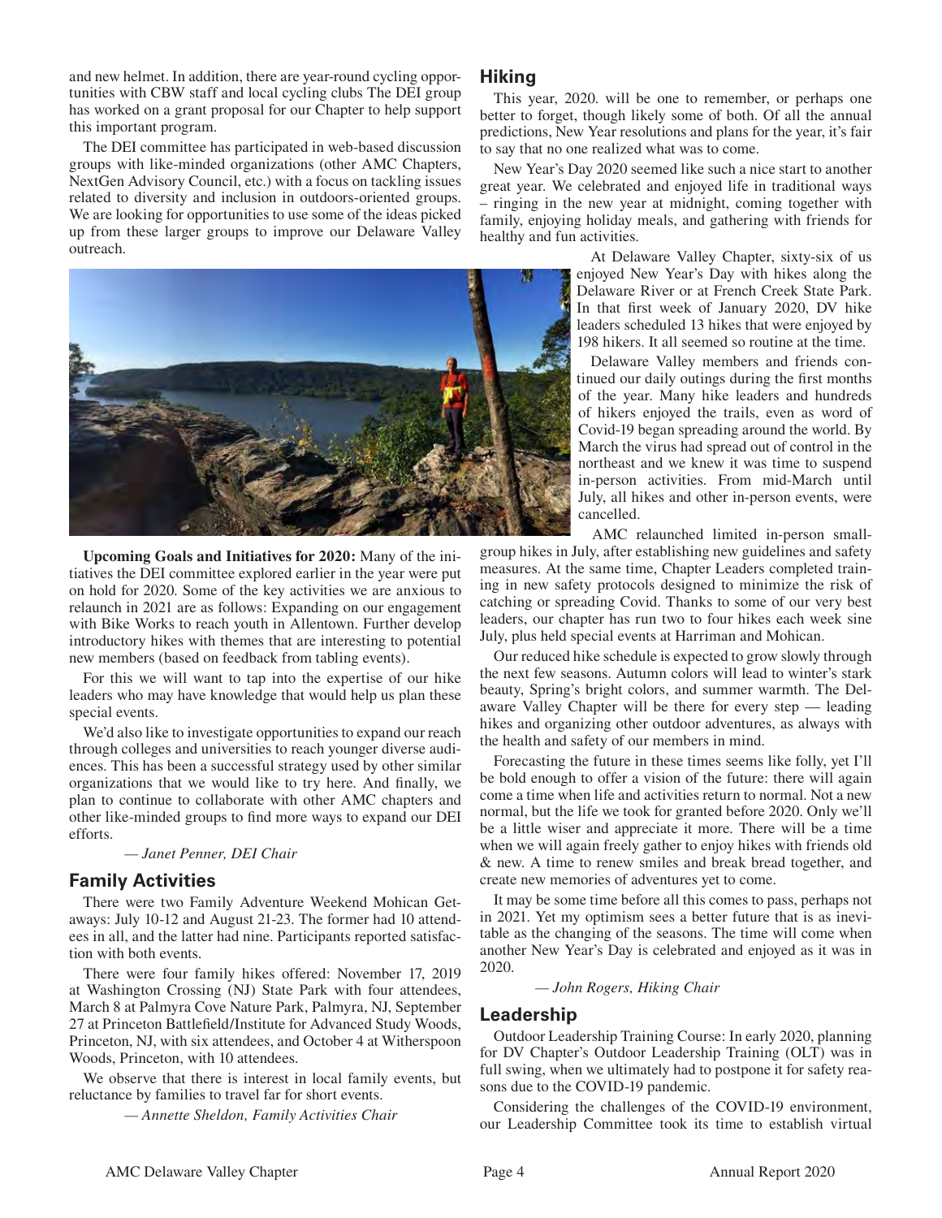and new helmet. In addition, there are year-round cycling opportunities with CBW staff and local cycling clubs The DEI group has worked on a grant proposal for our Chapter to help support this important program.

The DEI committee has participated in web-based discussion groups with like-minded organizations (other AMC Chapters, NextGen Advisory Council, etc.) with a focus on tackling issues related to diversity and inclusion in outdoors-oriented groups. We are looking for opportunities to use some of the ideas picked up from these larger groups to improve our Delaware Valley outreach.

**Upcoming Goals and Initiatives for 2020:** Many of the initiatives the DEI committee explored earlier in the year were put on hold for 2020. Some of the key activities we are anxious to relaunch in 2021 are as follows: Expanding on our engagement with Bike Works to reach youth in Allentown. Further develop introductory hikes with themes that are interesting to potential new members (based on feedback from tabling events).

For this we will want to tap into the expertise of our hike leaders who may have knowledge that would help us plan these special events.

We'd also like to investigate opportunities to expand our reach through colleges and universities to reach younger diverse audiences. This has been a successful strategy used by other similar organizations that we would like to try here. And finally, we plan to continue to collaborate with other AMC chapters and other like-minded groups to find more ways to expand our DEI efforts.

*— Janet Penner, DEI Chair*

## Family Activities

There were two Family Adventure Weekend Mohican Getaways: July 10-12 and August 21-23. The former had 10 attendees in all, and the latter had nine. Participants reported satisfaction with both events.

There were four family hikes offered: November 17, 2019 at Washington Crossing (NJ) State Park with four attendees, March 8 at Palmyra Cove Nature Park, Palmyra, NJ, September 27 at Princeton Battlefield/Institute for Advanced Study Woods, Princeton, NJ, with six attendees, and October 4 at Witherspoon Woods, Princeton, with 10 attendees.

We observe that there is interest in local family events, but reluctance by families to travel far for short events.

*— Annette Sheldon, Family Activities Chair*

## Hiking

This year, 2020. will be one to remember, or perhaps one better to forget, though likely some of both. Of all the annual predictions, New Year resolutions and plans for the year, it's fair to say that no one realized what was to come.

New Year's Day 2020 seemed like such a nice start to another great year. We celebrated and enjoyed life in traditional ways – ringing in the new year at midnight, coming together with family, enjoying holiday meals, and gathering with friends for healthy and fun activities.

At Delaware Valley Chapter, sixty-six of us enjoyed New Year's Day with hikes along the Delaware River or at French Creek State Park. In that first week of January 2020, DV hike leaders scheduled 13 hikes that were enjoyed by 198 hikers. It all seemed so routine at the time.

Delaware Valley members and friends continued our daily outings during the first months of the year. Many hike leaders and hundreds of hikers enjoyed the trails, even as word of Covid-19 began spreading around the world. By March the virus had spread out of control in the northeast and we knew it was time to suspend in-person activities. From mid-March until July, all hikes and other in-person events, were cancelled.

AMC relaunched limited in-person small-group hikes in July, after establishing new guidelines and safety measures. At the same time, Chapter Leaders completed training in new safety protocols designed to minimize the risk of catching or spreading Covid. Thanks to some of our very best leaders, our chapter has run two to four hikes each week sine July, plus held special events at Harriman and Mohican.

Our reduced hike schedule is expected to grow slowly through the next few seasons. Autumn colors will lead to winter's stark beauty, Spring's bright colors, and summer warmth. The Delaware Valley Chapter will be there for every step — leading hikes and organizing other outdoor adventures, as always with the health and safety of our members in mind.

Forecasting the future in these times seems like folly, yet I'll be bold enough to offer a vision of the future: there will again come a time when life and activities return to normal. Not a new normal, but the life we took for granted before 2020. Only we'll be a little wiser and appreciate it more. There will be a time when we will again freely gather to enjoy hikes with friends old & new. A time to renew smiles and break bread together, and create new memories of adventures yet to come.

It may be some time before all this comes to pass, perhaps not in 2021. Yet my optimism sees a better future that is as inevitable as the changing of the seasons. The time will come when another New Year's Day is celebrated and enjoyed as it was in 2020.

*— John Rogers, Hiking Chair*

## Leadership

Outdoor Leadership Training Course: In early 2020, planning for DV Chapter's Outdoor Leadership Training (OLT) was in full swing, when we ultimately had to postpone it for safety reasons due to the COVID-19 pandemic.

Considering the challenges of the COVID-19 environment, our Leadership Committee took its time to establish virtual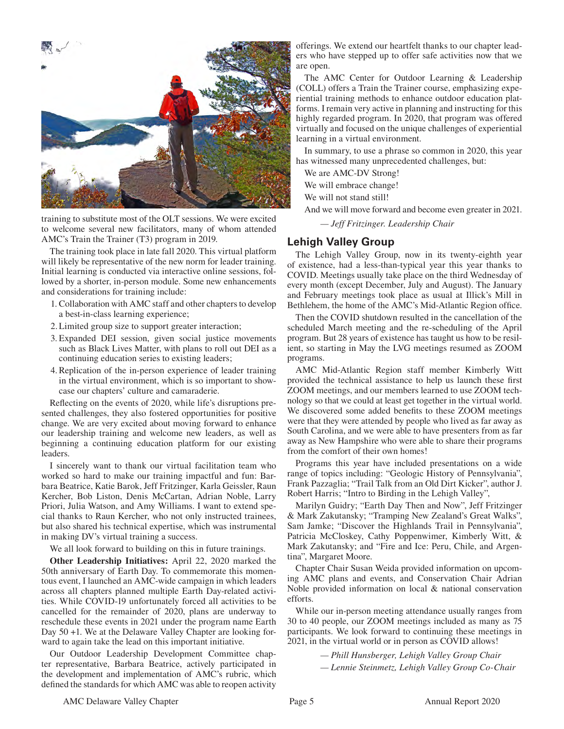training to substitute most of the OLT sessions. We were excited to welcome several new facilitators, many of whom attended AMC's Train the Trainer (T3) program in 2019.

The training took place in late fall 2020. This virtual platform will likely be representative of the new norm for leader training. Initial learning is conducted via interactive online sessions, followed by a shorter, in-person module. Some new enhancements and considerations for training include:

1. Collaboration with AMC staff and other chapters to develop a best-in-class learning experience;
2. Limited group size to support greater interaction;
3. Expanded DEI session, given social justice movements such as Black Lives Matter, with plans to roll out DEI as a continuing education series to existing leaders;
4. Replication of the in-person experience of leader training in the virtual environment, which is so important to showcase our chapters' culture and camaraderie.

Reflecting on the events of 2020, while life's disruptions presented challenges, they also fostered opportunities for positive change. We are very excited about moving forward to enhance our leadership training and welcome new leaders, as well as beginning a continuing education platform for our existing leaders.

I sincerely want to thank our virtual facilitation team who worked so hard to make our training impactful and fun: Barbara Beatrice, Katie Barok, Jeff Fritzinger, Karla Geissler, Raun Kercher, Bob Liston, Denis McCartan, Adrian Noble, Larry Priori, Julia Watson, and Amy Williams. I want to extend special thanks to Raun Kercher, who not only instructed trainees, but also shared his technical expertise, which was instrumental in making DV's virtual training a success.

We all look forward to building on this in future trainings.

**Other Leadership Initiatives:** April 22, 2020 marked the 50th anniversary of Earth Day. To commemorate this momentous event, I launched an AMC-wide campaign in which leaders across all chapters planned multiple Earth Day-related activities. While COVID-19 unfortunately forced all activities to be cancelled for the remainder of 2020, plans are underway to reschedule these events in 2021 under the program name Earth Day 50 +1. We at the Delaware Valley Chapter are looking forward to again take the lead on this important initiative.

Our Outdoor Leadership Development Committee chapter representative, Barbara Beatrice, actively participated in the development and implementation of AMC's rubric, which defined the standards for which AMC was able to reopen activity offerings. We extend our heartfelt thanks to our chapter leaders who have stepped up to offer safe activities now that we are open.

The AMC Center for Outdoor Learning & Leadership (COLL) offers a Train the Trainer course, emphasizing experiential training methods to enhance outdoor education platforms. I remain very active in planning and instructing for this highly regarded program. In 2020, that program was offered virtually and focused on the unique challenges of experiential learning in a virtual environment.

In summary, to use a phrase so common in 2020, this year has witnessed many unprecedented challenges, but:

We are AMC-DV Strong!

We will embrace change!

We will not stand still!

And we will move forward and become even greater in 2021.

*— Jeff Fritzinger. Leadership Chair*

## Lehigh Valley Group

The Lehigh Valley Group, now in its twenty-eighth year of existence, had a less-than-typical year this year thanks to COVID. Meetings usually take place on the third Wednesday of every month (except December, July and August). The January and February meetings took place as usual at Illick's Mill in Bethlehem, the home of the AMC's Mid-Atlantic Region office.

Then the COVID shutdown resulted in the cancellation of the scheduled March meeting and the re-scheduling of the April program. But 28 years of existence has taught us how to be resilient, so starting in May the LVG meetings resumed as ZOOM programs.

AMC Mid-Atlantic Region staff member Kimberly Witt provided the technical assistance to help us launch these first ZOOM meetings, and our members learned to use ZOOM technology so that we could at least get together in the virtual world. We discovered some added benefits to these ZOOM meetings were that they were attended by people who lived as far away as South Carolina, and we were able to have presenters from as far away as New Hampshire who were able to share their programs from the comfort of their own homes!

Programs this year have included presentations on a wide range of topics including: "Geologic History of Pennsylvania", Frank Pazzaglia; "Trail Talk from an Old Dirt Kicker", author J. Robert Harris; "Intro to Birding in the Lehigh Valley",

Marilyn Guidry; "Earth Day Then and Now", Jeff Fritzinger & Mark Zakutansky; "Tramping New Zealand's Great Walks", Sam Jamke; "Discover the Highlands Trail in Pennsylvania", Patricia McCloskey, Cathy Poppenwimer, Kimberly Witt, & Mark Zakutansky; and "Fire and Ice: Peru, Chile, and Argentina", Margaret Moore.

Chapter Chair Susan Weida provided information on upcoming AMC plans and events, and Conservation Chair Adrian Noble provided information on local & national conservation efforts.

While our in-person meeting attendance usually ranges from 30 to 40 people, our ZOOM meetings included as many as 75 participants. We look forward to continuing these meetings in 2021, in the virtual world or in person as COVID allows!

*— Phill Hunsberger, Lehigh Valley Group Chair*

*— Lennie Steinmetz, Lehigh Valley Group Co-Chair*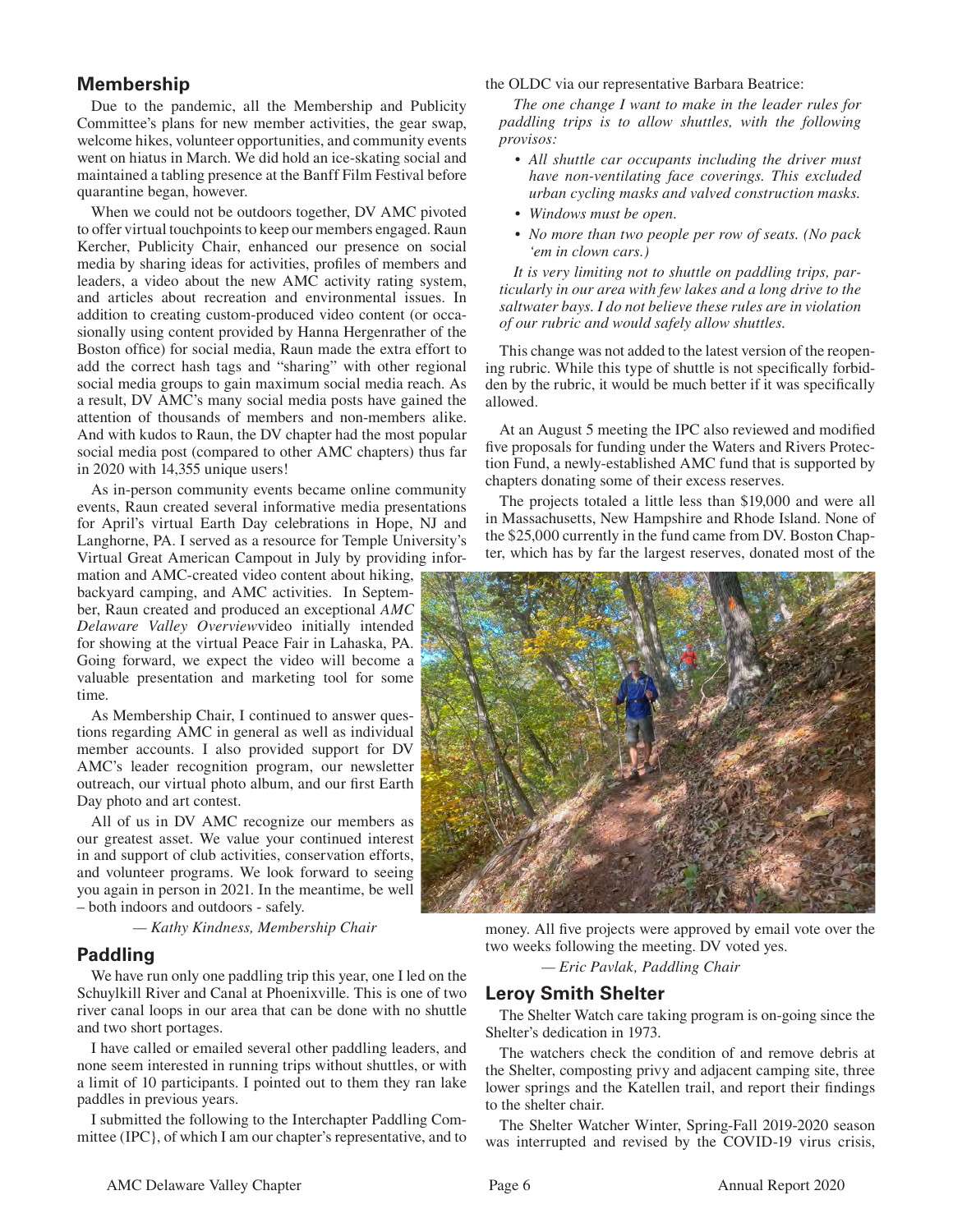## Membership

Due to the pandemic, all the Membership and Publicity Committee's plans for new member activities, the gear swap, welcome hikes, volunteer opportunities, and community events went on hiatus in March. We did hold an ice-skating social and maintained a tabling presence at the Banff Film Festival before quarantine began, however.

When we could not be outdoors together, DV AMC pivoted to offer virtual touchpoints to keep our members engaged. Raun Kercher, Publicity Chair, enhanced our presence on social media by sharing ideas for activities, profiles of members and leaders, a video about the new AMC activity rating system, and articles about recreation and environmental issues. In addition to creating custom-produced video content (or occasionally using content provided by Hanna Hergenrather of the Boston office) for social media, Raun made the extra effort to add the correct hash tags and "sharing" with other regional social media groups to gain maximum social media reach. As a result, DV AMC's many social media posts have gained the attention of thousands of members and non-members alike. And with kudos to Raun, the DV chapter had the most popular social media post (compared to other AMC chapters) thus far in 2020 with 14,355 unique users!

As in-person community events became online community events, Raun created several informative media presentations for April's virtual Earth Day celebrations in Hope, NJ and Langhorne, PA. I served as a resource for Temple University's Virtual Great American Campout in July by providing information and AMC-created video content about hiking, backyard camping, and AMC activities. In September, Raun created and produced an exceptional *AMC Delaware Valley Overview* video initially intended for showing at the virtual Peace Fair in Lahaska, PA. Going forward, we expect the video will become a valuable presentation and marketing tool for some time.

As Membership Chair, I continued to answer questions regarding AMC in general as well as individual member accounts. I also provided support for DV AMC's leader recognition program, our newsletter outreach, our virtual photo album, and our first Earth Day photo and art contest.

All of us in DV AMC recognize our members as our greatest asset. We value your continued interest in and support of club activities, conservation efforts, and volunteer programs. We look forward to seeing you again in person in 2021. In the meantime, be well – both indoors and outdoors - safely.

*— Kathy Kindness, Membership Chair*

## Paddling

We have run only one paddling trip this year, one I led on the Schuylkill River and Canal at Phoenixville. This is one of two river canal loops in our area that can be done with no shuttle and two short portages.

I have called or emailed several other paddling leaders, and none seem interested in running trips without shuttles, or with a limit of 10 participants. I pointed out to them they ran lake paddles in previous years.

I submitted the following to the Interchapter Paddling Committee (IPC}, of which I am our chapter's representative, and to the OLDC via our representative Barbara Beatrice:

*The one change I want to make in the leader rules for paddling trips is to allow shuttles, with the following provisos:*

- *All shuttle car occupants including the driver must have non-ventilating face coverings. This excluded urban cycling masks and valved construction masks.*
- *Windows must be open.*
- *No more than two people per row of seats. (No pack 'em in clown cars.)*

*It is very limiting not to shuttle on paddling trips, particularly in our area with few lakes and a long drive to the saltwater bays. I do not believe these rules are in violation of our rubric and would safely allow shuttles.*

This change was not added to the latest version of the reopening rubric. While this type of shuttle is not specifically forbidden by the rubric, it would be much better if it was specifically allowed.

At an August 5 meeting the IPC also reviewed and modified five proposals for funding under the Waters and Rivers Protection Fund, a newly-established AMC fund that is supported by chapters donating some of their excess reserves.

The projects totaled a little less than $19,000 and were all in Massachusetts, New Hampshire and Rhode Island. None of the $25,000 currently in the fund came from DV. Boston Chapter, which has by far the largest reserves, donated most of the money. All five projects were approved by email vote over the two weeks following the meeting. DV voted yes.

*— Eric Pavlak, Paddling Chair*

## Leroy Smith Shelter

The Shelter Watch care taking program is on-going since the Shelter's dedication in 1973.

The watchers check the condition of and remove debris at the Shelter, composting privy and adjacent camping site, three lower springs and the Katellen trail, and report their findings to the shelter chair.

The Shelter Watcher Winter, Spring-Fall 2019-2020 season was interrupted and revised by the COVID-19 virus crisis,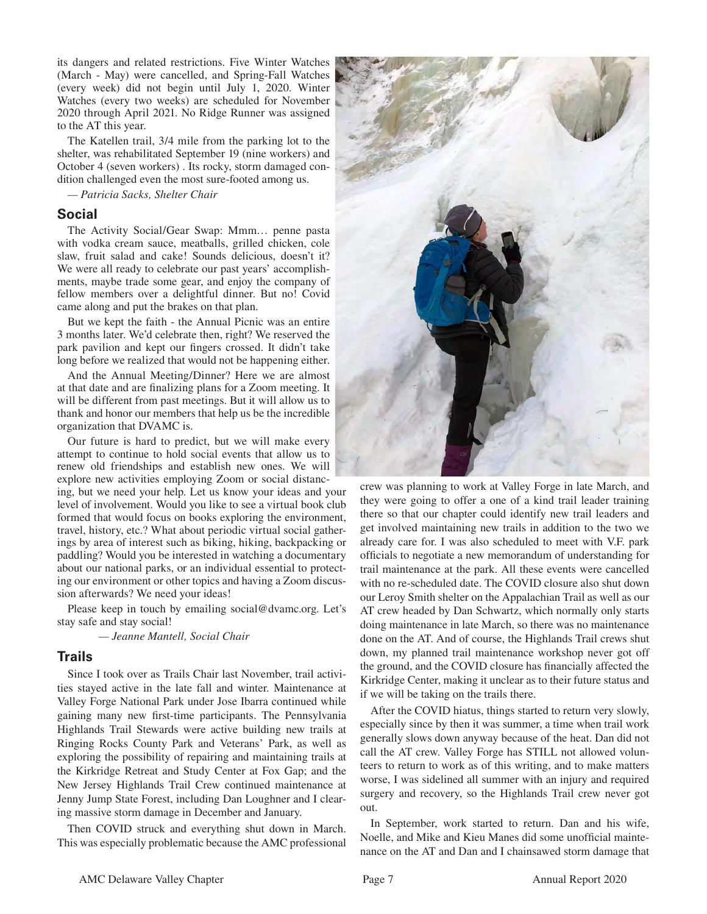its dangers and related restrictions. Five Winter Watches (March - May) were cancelled, and Spring-Fall Watches (every week) did not begin until July 1, 2020. Winter Watches (every two weeks) are scheduled for November 2020 through April 2021. No Ridge Runner was assigned to the AT this year.

The Katellen trail, 3/4 mile from the parking lot to the shelter, was rehabilitated September 19 (nine workers) and October 4 (seven workers) . Its rocky, storm damaged condition challenged even the most sure-footed among us.

*— Patricia Sacks, Shelter Chair*

## Social

The Activity Social/Gear Swap: Mmm… penne pasta with vodka cream sauce, meatballs, grilled chicken, cole slaw, fruit salad and cake! Sounds delicious, doesn't it? We were all ready to celebrate our past years' accomplishments, maybe trade some gear, and enjoy the company of fellow members over a delightful dinner. But no! Covid came along and put the brakes on that plan.

But we kept the faith - the Annual Picnic was an entire 3 months later. We'd celebrate then, right? We reserved the park pavilion and kept our fingers crossed. It didn't take long before we realized that would not be happening either.

And the Annual Meeting/Dinner? Here we are almost at that date and are finalizing plans for a Zoom meeting. It will be different from past meetings. But it will allow us to thank and honor our members that help us be the incredible organization that DVAMC is.

Our future is hard to predict, but we will make every attempt to continue to hold social events that allow us to renew old friendships and establish new ones. We will explore new activities employing Zoom or social distancing, but we need your help. Let us know your ideas and your level of involvement. Would you like to see a virtual book club formed that would focus on books exploring the environment, travel, history, etc.? What about periodic virtual social gatherings by area of interest such as biking, hiking, backpacking or paddling? Would you be interested in watching a documentary about our national parks, or an individual essential to protecting our environment or other topics and having a Zoom discussion afterwards? We need your ideas!

Please keep in touch by emailing social@dvamc.org. Let's stay safe and stay social!

*— Jeanne Mantell, Social Chair*

## Trails

Since I took over as Trails Chair last November, trail activities stayed active in the late fall and winter. Maintenance at Valley Forge National Park under Jose Ibarra continued while gaining many new first-time participants. The Pennsylvania Highlands Trail Stewards were active building new trails at Ringing Rocks County Park and Veterans' Park, as well as exploring the possibility of repairing and maintaining trails at the Kirkridge Retreat and Study Center at Fox Gap; and the New Jersey Highlands Trail Crew continued maintenance at Jenny Jump State Forest, including Dan Loughner and I clearing massive storm damage in December and January.

Then COVID struck and everything shut down in March. This was especially problematic because the AMC professional crew was planning to work at Valley Forge in late March, and they were going to offer a one of a kind trail leader training there so that our chapter could identify new trail leaders and get involved maintaining new trails in addition to the two we already care for. I was also scheduled to meet with V.F. park officials to negotiate a new memorandum of understanding for trail maintenance at the park. All these events were cancelled with no re-scheduled date. The COVID closure also shut down our Leroy Smith shelter on the Appalachian Trail as well as our AT crew headed by Dan Schwartz, which normally only starts doing maintenance in late March, so there was no maintenance done on the AT. And of course, the Highlands Trail crews shut down, my planned trail maintenance workshop never got off the ground, and the COVID closure has financially affected the Kirkridge Center, making it unclear as to their future status and if we will be taking on the trails there.

After the COVID hiatus, things started to return very slowly, especially since by then it was summer, a time when trail work generally slows down anyway because of the heat. Dan did not call the AT crew. Valley Forge has STILL not allowed volunteers to return to work as of this writing, and to make matters worse, I was sidelined all summer with an injury and required surgery and recovery, so the Highlands Trail crew never got out.

In September, work started to return. Dan and his wife, Noelle, and Mike and Kieu Manes did some unofficial maintenance on the AT and Dan and I chainsawed storm damage that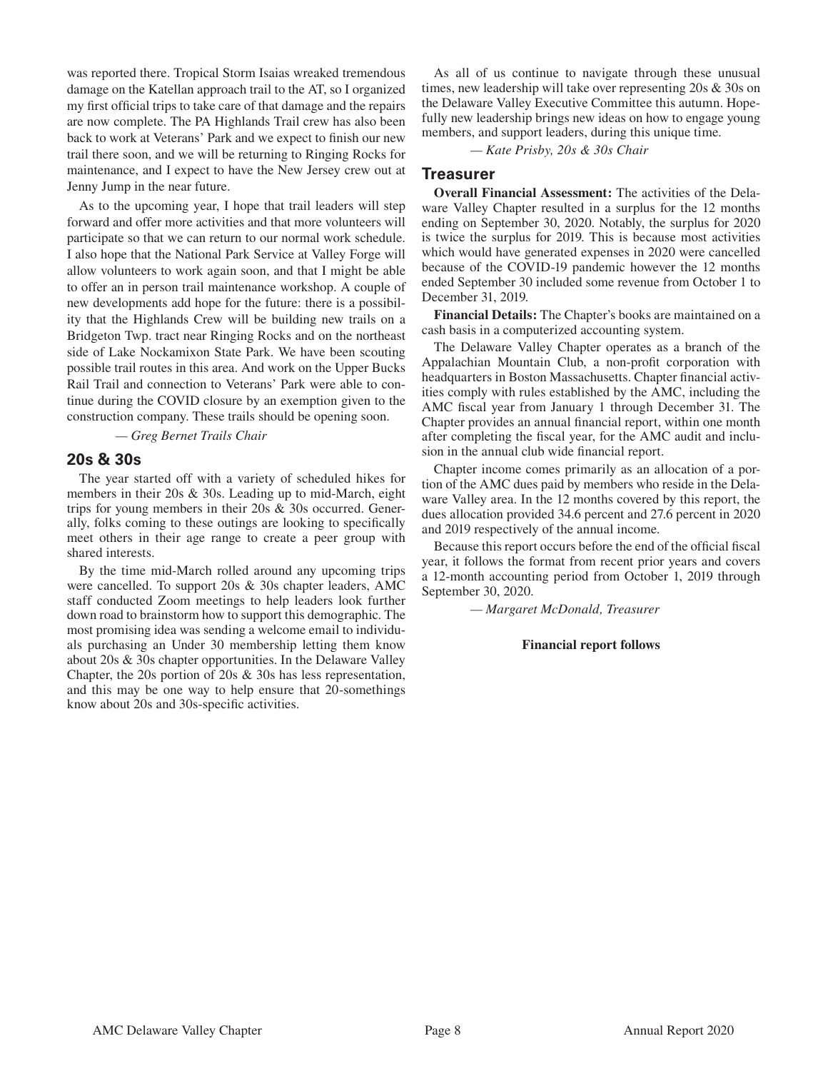was reported there. Tropical Storm Isaias wreaked tremendous damage on the Katellan approach trail to the AT, so I organized my first official trips to take care of that damage and the repairs are now complete. The PA Highlands Trail crew has also been back to work at Veterans' Park and we expect to finish our new trail there soon, and we will be returning to Ringing Rocks for maintenance, and I expect to have the New Jersey crew out at Jenny Jump in the near future.

As to the upcoming year, I hope that trail leaders will step forward and offer more activities and that more volunteers will participate so that we can return to our normal work schedule. I also hope that the National Park Service at Valley Forge will allow volunteers to work again soon, and that I might be able to offer an in person trail maintenance workshop. A couple of new developments add hope for the future: there is a possibility that the Highlands Crew will be building new trails on a Bridgeton Twp. tract near Ringing Rocks and on the northeast side of Lake Nockamixon State Park. We have been scouting possible trail routes in this area. And work on the Upper Bucks Rail Trail and connection to Veterans' Park were able to continue during the COVID closure by an exemption given to the construction company. These trails should be opening soon.

*— Greg Bernet Trails Chair*

## 20s & 30s

The year started off with a variety of scheduled hikes for members in their 20s & 30s. Leading up to mid-March, eight trips for young members in their 20s & 30s occurred. Generally, folks coming to these outings are looking to specifically meet others in their age range to create a peer group with shared interests.

By the time mid-March rolled around any upcoming trips were cancelled. To support 20s & 30s chapter leaders, AMC staff conducted Zoom meetings to help leaders look further down road to brainstorm how to support this demographic. The most promising idea was sending a welcome email to individuals purchasing an Under 30 membership letting them know about 20s & 30s chapter opportunities. In the Delaware Valley Chapter, the 20s portion of 20s & 30s has less representation, and this may be one way to help ensure that 20-somethings know about 20s and 30s-specific activities.

As all of us continue to navigate through these unusual times, new leadership will take over representing 20s & 30s on the Delaware Valley Executive Committee this autumn. Hopefully new leadership brings new ideas on how to engage young members, and support leaders, during this unique time.

*— Kate Prisby, 20s & 30s Chair*

## Treasurer

**Overall Financial Assessment:** The activities of the Delaware Valley Chapter resulted in a surplus for the 12 months ending on September 30, 2020. Notably, the surplus for 2020 is twice the surplus for 2019. This is because most activities which would have generated expenses in 2020 were cancelled because of the COVID-19 pandemic however the 12 months ended September 30 included some revenue from October 1 to December 31, 2019.

**Financial Details:** The Chapter's books are maintained on a cash basis in a computerized accounting system.

The Delaware Valley Chapter operates as a branch of the Appalachian Mountain Club, a non-profit corporation with headquarters in Boston Massachusetts. Chapter financial activities comply with rules established by the AMC, including the AMC fiscal year from January 1 through December 31. The Chapter provides an annual financial report, within one month after completing the fiscal year, for the AMC audit and inclusion in the annual club wide financial report.

Chapter income comes primarily as an allocation of a portion of the AMC dues paid by members who reside in the Delaware Valley area. In the 12 months covered by this report, the dues allocation provided 34.6 percent and 27.6 percent in 2020 and 2019 respectively of the annual income.

Because this report occurs before the end of the official fiscal year, it follows the format from recent prior years and covers a 12-month accounting period from October 1, 2019 through September 30, 2020.

*— Margaret McDonald, Treasurer*

**Financial report follows**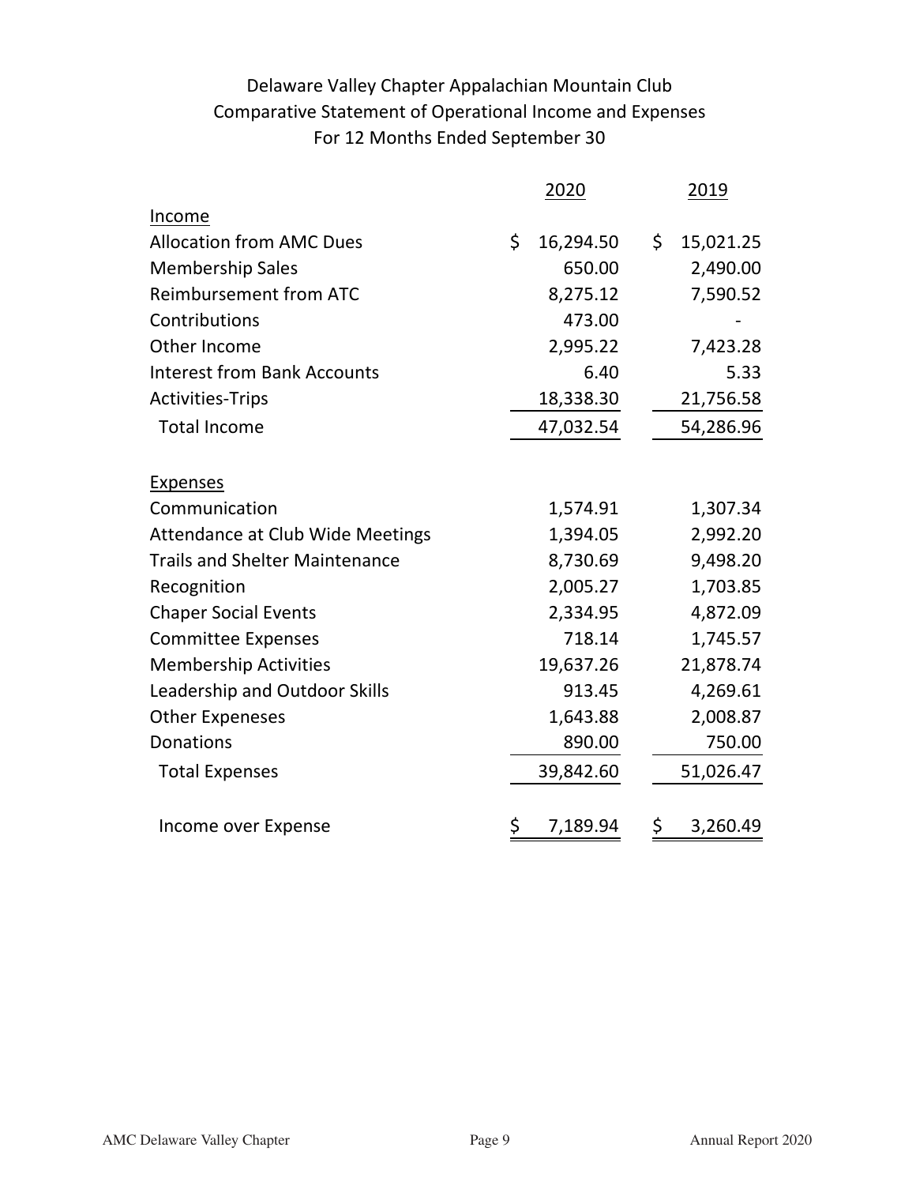# Delaware Valley Chapter Appalachian Mountain Club

## Comparative Statement of Operational Income and Expenses

### For 12 Months Ended September 30

| | 2020 | 2019 |
|---|---|---|
| **Income** | | |
| Allocation from AMC Dues | $ 16,294.50 | $ 15,021.25 |
| Membership Sales | 650.00 | 2,490.00 |
| Reimbursement from ATC | 8,275.12 | 7,590.52 |
| Contributions | 473.00 | - |
| Other Income | 2,995.22 | 7,423.28 |
| Interest from Bank Accounts | 6.40 | 5.33 |
| Activities-Trips | 18,338.30 | 21,756.58 |
| Total Income | 47,032.54 | 54,286.96 |
| **Expenses** | | |
| Communication | 1,574.91 | 1,307.34 |
| Attendance at Club Wide Meetings | 1,394.05 | 2,992.20 |
| Trails and Shelter Maintenance | 8,730.69 | 9,498.20 |
| Recognition | 2,005.27 | 1,703.85 |
| Chaper Social Events | 2,334.95 | 4,872.09 |
| Committee Expenses | 718.14 | 1,745.57 |
| Membership Activities | 19,637.26 | 21,878.74 |
| Leadership and Outdoor Skills | 913.45 | 4,269.61 |
| Other Expeneses | 1,643.88 | 2,008.87 |
| Donations | 890.00 | 750.00 |
| Total Expenses | 39,842.60 | 51,026.47 |
| Income over Expense | $ 7,189.94 | $ 3,260.49 |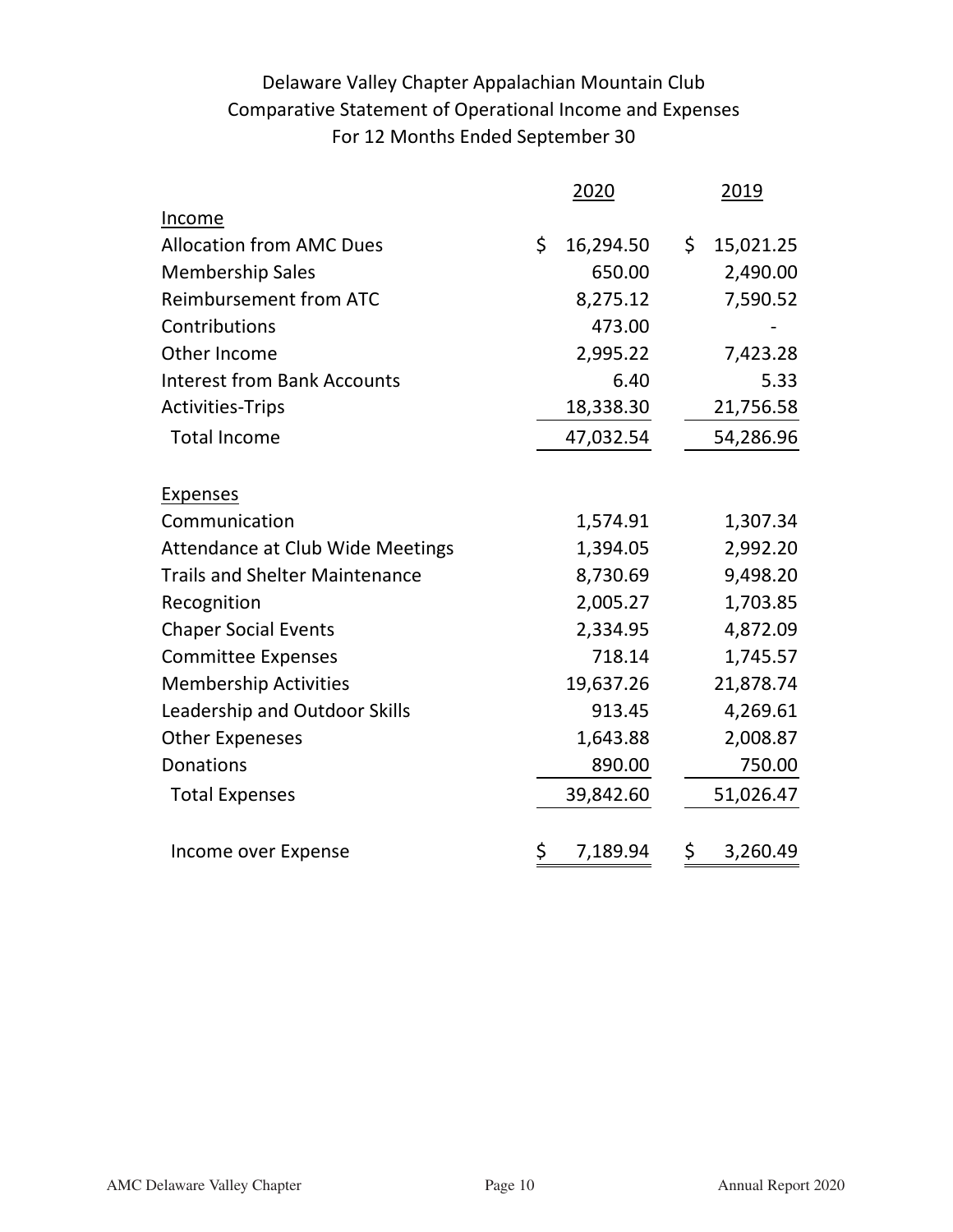# Delaware Valley Chapter Appalachian Mountain Club
## Comparative Statement of Operational Income and Expenses
### For 12 Months Ended September 30

| | 2020 | 2019 |
|---|---|---|
| **Income** | | |
| Allocation from AMC Dues | $ 16,294.50 | $ 15,021.25 |
| Membership Sales | 650.00 | 2,490.00 |
| Reimbursement from ATC | 8,275.12 | 7,590.52 |
| Contributions | 473.00 | - |
| Other Income | 2,995.22 | 7,423.28 |
| Interest from Bank Accounts | 6.40 | 5.33 |
| Activities-Trips | 18,338.30 | 21,756.58 |
| Total Income | 47,032.54 | 54,286.96 |
| | | |
| **Expenses** | | |
| Communication | 1,574.91 | 1,307.34 |
| Attendance at Club Wide Meetings | 1,394.05 | 2,992.20 |
| Trails and Shelter Maintenance | 8,730.69 | 9,498.20 |
| Recognition | 2,005.27 | 1,703.85 |
| Chaper Social Events | 2,334.95 | 4,872.09 |
| Committee Expenses | 718.14 | 1,745.57 |
| Membership Activities | 19,637.26 | 21,878.74 |
| Leadership and Outdoor Skills | 913.45 | 4,269.61 |
| Other Expeneses | 1,643.88 | 2,008.87 |
| Donations | 890.00 | 750.00 |
| Total Expenses | 39,842.60 | 51,026.47 |
| | | |
| Income over Expense | $ 7,189.94 | $ 3,260.49 |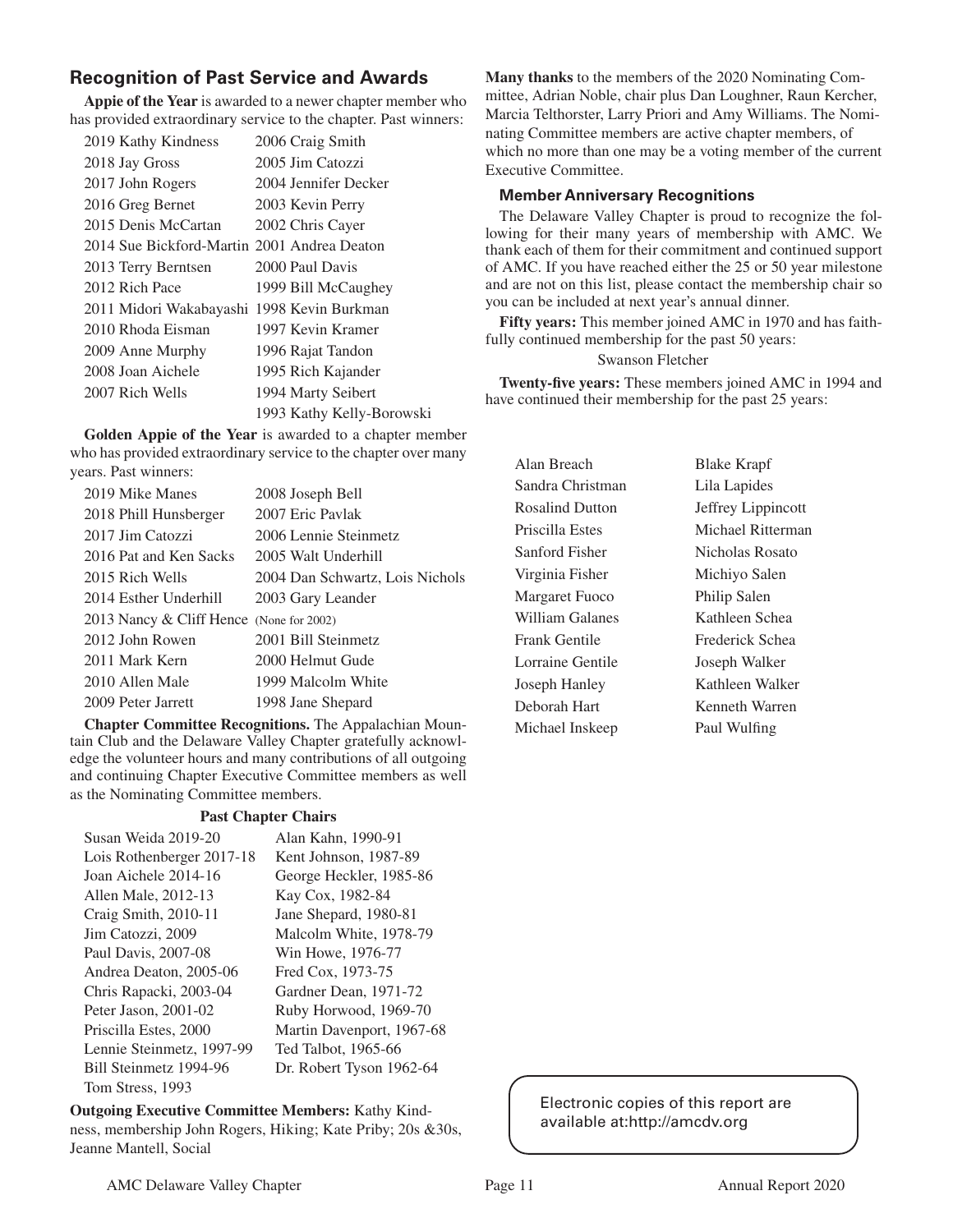## Recognition of Past Service and Awards

**Appie of the Year** is awarded to a newer chapter member who has provided extraordinary service to the chapter. Past winners:

| | |
|---|---|
| 2019 Kathy Kindness | 2006 Craig Smith |
| 2018 Jay Gross | 2005 Jim Catozzi |
| 2017 John Rogers | 2004 Jennifer Decker |
| 2016 Greg Bernet | 2003 Kevin Perry |
| 2015 Denis McCartan | 2002 Chris Cayer |
| 2014 Sue Bickford-Martin | 2001 Andrea Deaton |
| 2013 Terry Berntsen | 2000 Paul Davis |
| 2012 Rich Pace | 1999 Bill McCaughey |
| 2011 Midori Wakabayashi | 1998 Kevin Burkman |
| 2010 Rhoda Eisman | 1997 Kevin Kramer |
| 2009 Anne Murphy | 1996 Rajat Tandon |
| 2008 Joan Aichele | 1995 Rich Kajander |
| 2007 Rich Wells | 1994 Marty Seibert |
| | 1993 Kathy Kelly-Borowski |

**Golden Appie of the Year** is awarded to a chapter member who has provided extraordinary service to the chapter over many years. Past winners:

| | |
|---|---|
| 2019 Mike Manes | 2008 Joseph Bell |
| 2018 Phill Hunsberger | 2007 Eric Pavlak |
| 2017 Jim Catozzi | 2006 Lennie Steinmetz |
| 2016 Pat and Ken Sacks | 2005 Walt Underhill |
| 2015 Rich Wells | 2004 Dan Schwartz, Lois Nichols |
| 2014 Esther Underhill | 2003 Gary Leander |
| 2013 Nancy & Cliff Hence | (None for 2002) |
| 2012 John Rowen | 2001 Bill Steinmetz |
| 2011 Mark Kern | 2000 Helmut Gude |
| 2010 Allen Male | 1999 Malcolm White |
| 2009 Peter Jarrett | 1998 Jane Shepard |

**Chapter Committee Recognitions.** The Appalachian Mountain Club and the Delaware Valley Chapter gratefully acknowledge the volunteer hours and many contributions of all outgoing and continuing Chapter Executive Committee members as well as the Nominating Committee members.

**Past Chapter Chairs**

| | |
|---|---|
| Susan Weida 2019-20 | Alan Kahn, 1990-91 |
| Lois Rothenberger 2017-18 | Kent Johnson, 1987-89 |
| Joan Aichele 2014-16 | George Heckler, 1985-86 |
| Allen Male, 2012-13 | Kay Cox, 1982-84 |
| Craig Smith, 2010-11 | Jane Shepard, 1980-81 |
| Jim Catozzi, 2009 | Malcolm White, 1978-79 |
| Paul Davis, 2007-08 | Win Howe, 1976-77 |
| Andrea Deaton, 2005-06 | Fred Cox, 1973-75 |
| Chris Rapacki, 2003-04 | Gardner Dean, 1971-72 |
| Peter Jason, 2001-02 | Ruby Horwood, 1969-70 |
| Priscilla Estes, 2000 | Martin Davenport, 1967-68 |
| Lennie Steinmetz, 1997-99 | Ted Talbot, 1965-66 |
| Bill Steinmetz 1994-96 | Dr. Robert Tyson 1962-64 |
| Tom Stress, 1993 | |

**Outgoing Executive Committee Members:** Kathy Kindness, membership John Rogers, Hiking; Kate Priby; 20s &30s, Jeanne Mantell, Social

**Many thanks** to the members of the 2020 Nominating Committee, Adrian Noble, chair plus Dan Loughner, Raun Kercher, Marcia Telthorster, Larry Priori and Amy Williams. The Nominating Committee members are active chapter members, of which no more than one may be a voting member of the current Executive Committee.

### Member Anniversary Recognitions

The Delaware Valley Chapter is proud to recognize the following for their many years of membership with AMC. We thank each of them for their commitment and continued support of AMC. If you have reached either the 25 or 50 year milestone and are not on this list, please contact the membership chair so you can be included at next year's annual dinner.

**Fifty years:** This member joined AMC in 1970 and has faithfully continued membership for the past 50 years:

Swanson Fletcher

**Twenty-five years:** These members joined AMC in 1994 and have continued their membership for the past 25 years:

| | |
|---|---|
| Alan Breach | Blake Krapf |
| Sandra Christman | Lila Lapides |
| Rosalind Dutton | Jeffrey Lippincott |
| Priscilla Estes | Michael Ritterman |
| Sanford Fisher | Nicholas Rosato |
| Virginia Fisher | Michiyo Salen |
| Margaret Fuoco | Philip Salen |
| William Galanes | Kathleen Schea |
| Frank Gentile | Frederick Schea |
| Lorraine Gentile | Joseph Walker |
| Joseph Hanley | Kathleen Walker |
| Deborah Hart | Kenneth Warren |
| Michael Inskeep | Paul Wulfing |

Electronic copies of this report are available at:http://amcdv.org